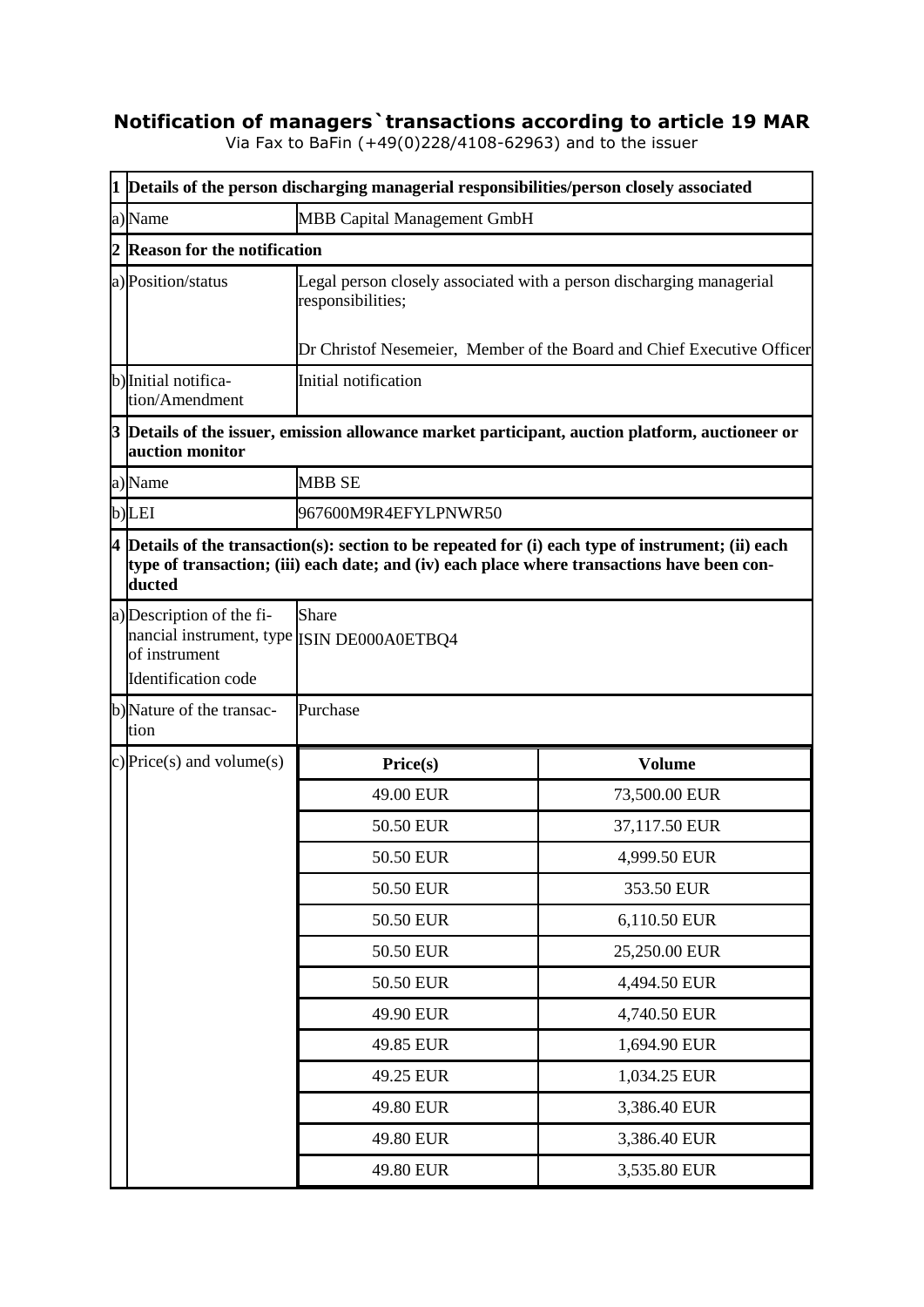# Notification of managers`transactions according to article 19 MAR

Via Fax to BaFin (+49(0)228/4108-62963) and to the issuer

| | | | |
|---|---|---|---|
| **1** | **Details of the person discharging managerial responsibilities/person closely associated** | | |
| a) | Name | MBB Capital Management GmbH | |
| **2** | **Reason for the notification** | | |
| a) | Position/status | Legal person closely associated with a person discharging managerial responsibilities;<br><br>Dr Christof Nesemeier, Member of the Board and Chief Executive Officer | |
| b) | Initial notification/Amendment | Initial notification | |
| **3** | **Details of the issuer, emission allowance market participant, auction platform, auctioneer or auction monitor** | | |
| a) | Name | MBB SE | |
| b) | LEI | 967600M9R4EFYLPNWR50 | |
| **4** | **Details of the transaction(s): section to be repeated for (i) each type of instrument; (ii) each type of transaction; (iii) each date; and (iv) each place where transactions have been conducted** | | |
| a) | Description of the financial instrument, type of instrument<br>Identification code | Share<br>ISIN DE000A0ETBQ4 | |
| b) | Nature of the transaction | Purchase | |
| c) | Price(s) and volume(s) | **Price(s)** | **Volume** |
| | | 49.00 EUR | 73,500.00 EUR |
| | | 50.50 EUR | 37,117.50 EUR |
| | | 50.50 EUR | 4,999.50 EUR |
| | | 50.50 EUR | 353.50 EUR |
| | | 50.50 EUR | 6,110.50 EUR |
| | | 50.50 EUR | 25,250.00 EUR |
| | | 50.50 EUR | 4,494.50 EUR |
| | | 49.90 EUR | 4,740.50 EUR |
| | | 49.85 EUR | 1,694.90 EUR |
| | | 49.25 EUR | 1,034.25 EUR |
| | | 49.80 EUR | 3,386.40 EUR |
| | | 49.80 EUR | 3,386.40 EUR |
| | | 49.80 EUR | 3,535.80 EUR |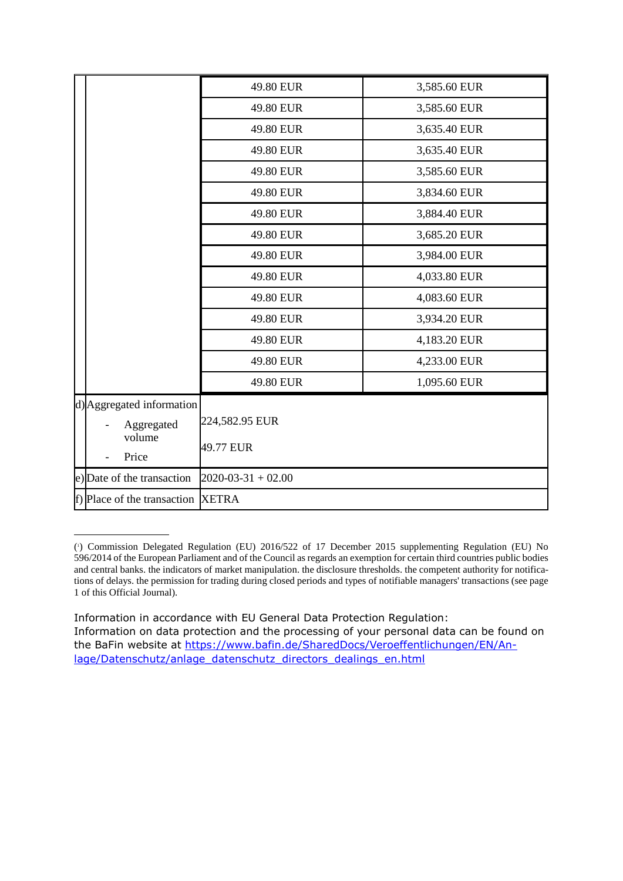| | | | |
|---|---|---|---|
| | | 49.80 EUR | 3,585.60 EUR |
| | | 49.80 EUR | 3,585.60 EUR |
| | | 49.80 EUR | 3,635.40 EUR |
| | | 49.80 EUR | 3,635.40 EUR |
| | | 49.80 EUR | 3,585.60 EUR |
| | | 49.80 EUR | 3,834.60 EUR |
| | | 49.80 EUR | 3,884.40 EUR |
| | | 49.80 EUR | 3,685.20 EUR |
| | | 49.80 EUR | 3,984.00 EUR |
| | | 49.80 EUR | 4,033.80 EUR |
| | | 49.80 EUR | 4,083.60 EUR |
| | | 49.80 EUR | 3,934.20 EUR |
| | | 49.80 EUR | 4,183.20 EUR |
| | | 49.80 EUR | 4,233.00 EUR |
| | | 49.80 EUR | 1,095.60 EUR |
| d) | Aggregated information<br>- Aggregated volume<br>- Price | 224,582.95 EUR<br>49.77 EUR | |
| e) | Date of the transaction | 2020-03-31 + 02.00 | |
| f) | Place of the transaction | XETRA | |

(¹) Commission Delegated Regulation (EU) 2016/522 of 17 December 2015 supplementing Regulation (EU) No 596/2014 of the European Parliament and of the Council as regards an exemption for certain third countries public bodies and central banks. the indicators of market manipulation. the disclosure thresholds. the competent authority for notifications of delays. the permission for trading during closed periods and types of notifiable managers' transactions (see page 1 of this Official Journal).

Information in accordance with EU General Data Protection Regulation:
Information on data protection and the processing of your personal data can be found on the BaFin website at https://www.bafin.de/SharedDocs/Veroeffentlichungen/EN/Anlage/Datenschutz/anlage_datenschutz_directors_dealings_en.html